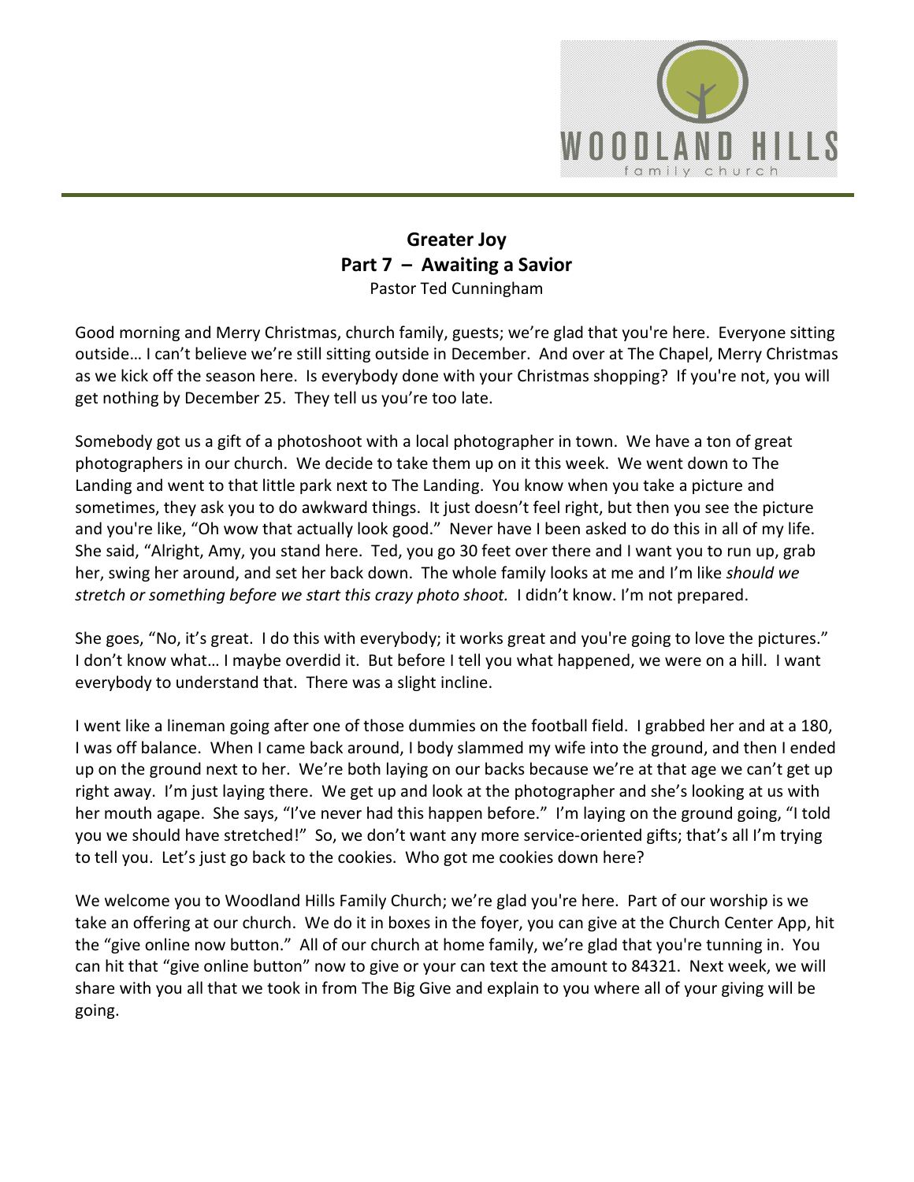**Greater Joy**
**Part 7 – Awaiting a Savior**
Pastor Ted Cunningham

Good morning and Merry Christmas, church family, guests; we're glad that you're here. Everyone sitting outside… I can't believe we're still sitting outside in December. And over at The Chapel, Merry Christmas as we kick off the season here. Is everybody done with your Christmas shopping? If you're not, you will get nothing by December 25. They tell us you're too late.

Somebody got us a gift of a photoshoot with a local photographer in town. We have a ton of great photographers in our church. We decide to take them up on it this week. We went down to The Landing and went to that little park next to The Landing. You know when you take a picture and sometimes, they ask you to do awkward things. It just doesn't feel right, but then you see the picture and you're like, "Oh wow that actually look good." Never have I been asked to do this in all of my life. She said, "Alright, Amy, you stand here. Ted, you go 30 feet over there and I want you to run up, grab her, swing her around, and set her back down. The whole family looks at me and I'm like *should we stretch or something before we start this crazy photo shoot.* I didn't know. I'm not prepared.

She goes, "No, it's great. I do this with everybody; it works great and you're going to love the pictures." I don't know what… I maybe overdid it. But before I tell you what happened, we were on a hill. I want everybody to understand that. There was a slight incline.

I went like a lineman going after one of those dummies on the football field. I grabbed her and at a 180, I was off balance. When I came back around, I body slammed my wife into the ground, and then I ended up on the ground next to her. We're both laying on our backs because we're at that age we can't get up right away. I'm just laying there. We get up and look at the photographer and she's looking at us with her mouth agape. She says, "I've never had this happen before." I'm laying on the ground going, "I told you we should have stretched!" So, we don't want any more service-oriented gifts; that's all I'm trying to tell you. Let's just go back to the cookies. Who got me cookies down here?

We welcome you to Woodland Hills Family Church; we're glad you're here. Part of our worship is we take an offering at our church. We do it in boxes in the foyer, you can give at the Church Center App, hit the "give online now button." All of our church at home family, we're glad that you're tunning in. You can hit that "give online button" now to give or your can text the amount to 84321. Next week, we will share with you all that we took in from The Big Give and explain to you where all of your giving will be going.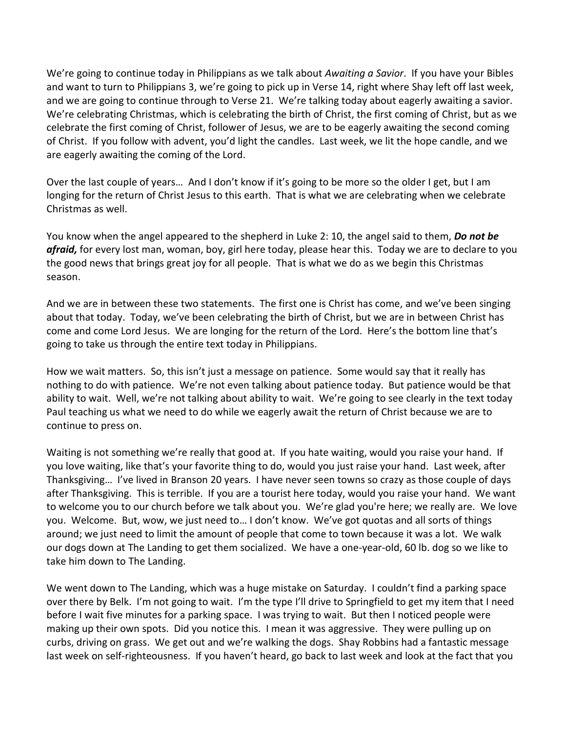We're going to continue today in Philippians as we talk about *Awaiting a Savior*. If you have your Bibles and want to turn to Philippians 3, we're going to pick up in Verse 14, right where Shay left off last week, and we are going to continue through to Verse 21. We're talking today about eagerly awaiting a savior. We're celebrating Christmas, which is celebrating the birth of Christ, the first coming of Christ, but as we celebrate the first coming of Christ, follower of Jesus, we are to be eagerly awaiting the second coming of Christ. If you follow with advent, you'd light the candles. Last week, we lit the hope candle, and we are eagerly awaiting the coming of the Lord.

Over the last couple of years… And I don't know if it's going to be more so the older I get, but I am longing for the return of Christ Jesus to this earth. That is what we are celebrating when we celebrate Christmas as well.

You know when the angel appeared to the shepherd in Luke 2: 10, the angel said to them, ***Do not be afraid,*** for every lost man, woman, boy, girl here today, please hear this. Today we are to declare to you the good news that brings great joy for all people. That is what we do as we begin this Christmas season.

And we are in between these two statements. The first one is Christ has come, and we've been singing about that today. Today, we've been celebrating the birth of Christ, but we are in between Christ has come and come Lord Jesus. We are longing for the return of the Lord. Here's the bottom line that's going to take us through the entire text today in Philippians.

How we wait matters. So, this isn't just a message on patience. Some would say that it really has nothing to do with patience. We're not even talking about patience today. But patience would be that ability to wait. Well, we're not talking about ability to wait. We're going to see clearly in the text today Paul teaching us what we need to do while we eagerly await the return of Christ because we are to continue to press on.

Waiting is not something we're really that good at. If you hate waiting, would you raise your hand. If you love waiting, like that's your favorite thing to do, would you just raise your hand. Last week, after Thanksgiving… I've lived in Branson 20 years. I have never seen towns so crazy as those couple of days after Thanksgiving. This is terrible. If you are a tourist here today, would you raise your hand. We want to welcome you to our church before we talk about you. We're glad you're here; we really are. We love you. Welcome. But, wow, we just need to… I don't know. We've got quotas and all sorts of things around; we just need to limit the amount of people that come to town because it was a lot. We walk our dogs down at The Landing to get them socialized. We have a one-year-old, 60 lb. dog so we like to take him down to The Landing.

We went down to The Landing, which was a huge mistake on Saturday. I couldn't find a parking space over there by Belk. I'm not going to wait. I'm the type I'll drive to Springfield to get my item that I need before I wait five minutes for a parking space. I was trying to wait. But then I noticed people were making up their own spots. Did you notice this. I mean it was aggressive. They were pulling up on curbs, driving on grass. We get out and we're walking the dogs. Shay Robbins had a fantastic message last week on self-righteousness. If you haven't heard, go back to last week and look at the fact that you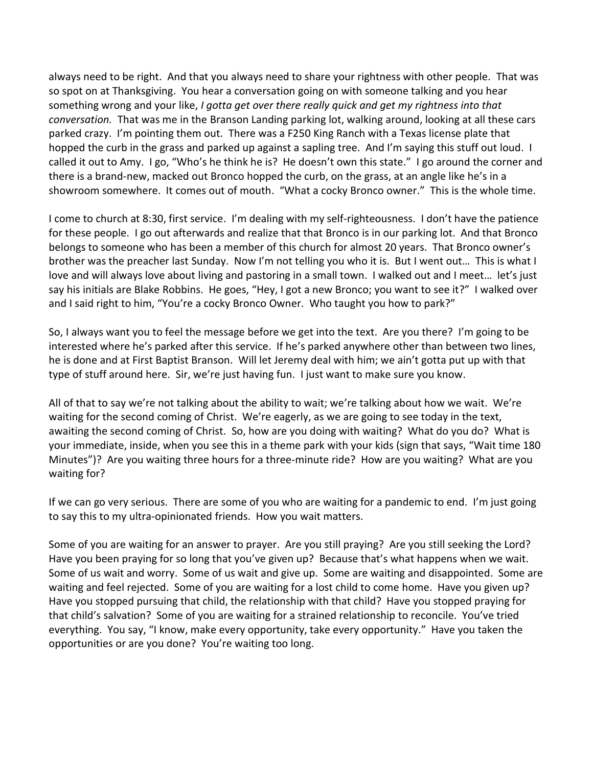always need to be right. And that you always need to share your rightness with other people. That was so spot on at Thanksgiving. You hear a conversation going on with someone talking and you hear something wrong and your like, *I gotta get over there really quick and get my rightness into that conversation.* That was me in the Branson Landing parking lot, walking around, looking at all these cars parked crazy. I'm pointing them out. There was a F250 King Ranch with a Texas license plate that hopped the curb in the grass and parked up against a sapling tree. And I'm saying this stuff out loud. I called it out to Amy. I go, "Who's he think he is? He doesn't own this state." I go around the corner and there is a brand-new, macked out Bronco hopped the curb, on the grass, at an angle like he's in a showroom somewhere. It comes out of mouth. "What a cocky Bronco owner." This is the whole time.

I come to church at 8:30, first service. I'm dealing with my self-righteousness. I don't have the patience for these people. I go out afterwards and realize that that Bronco is in our parking lot. And that Bronco belongs to someone who has been a member of this church for almost 20 years. That Bronco owner's brother was the preacher last Sunday. Now I'm not telling you who it is. But I went out… This is what I love and will always love about living and pastoring in a small town. I walked out and I meet… let's just say his initials are Blake Robbins. He goes, "Hey, I got a new Bronco; you want to see it?" I walked over and I said right to him, "You're a cocky Bronco Owner. Who taught you how to park?"

So, I always want you to feel the message before we get into the text. Are you there? I'm going to be interested where he's parked after this service. If he's parked anywhere other than between two lines, he is done and at First Baptist Branson. Will let Jeremy deal with him; we ain't gotta put up with that type of stuff around here. Sir, we're just having fun. I just want to make sure you know.

All of that to say we're not talking about the ability to wait; we're talking about how we wait. We're waiting for the second coming of Christ. We're eagerly, as we are going to see today in the text, awaiting the second coming of Christ. So, how are you doing with waiting? What do you do? What is your immediate, inside, when you see this in a theme park with your kids (sign that says, "Wait time 180 Minutes")? Are you waiting three hours for a three-minute ride? How are you waiting? What are you waiting for?

If we can go very serious. There are some of you who are waiting for a pandemic to end. I'm just going to say this to my ultra-opinionated friends. How you wait matters.

Some of you are waiting for an answer to prayer. Are you still praying? Are you still seeking the Lord? Have you been praying for so long that you've given up? Because that's what happens when we wait. Some of us wait and worry. Some of us wait and give up. Some are waiting and disappointed. Some are waiting and feel rejected. Some of you are waiting for a lost child to come home. Have you given up? Have you stopped pursuing that child, the relationship with that child? Have you stopped praying for that child's salvation? Some of you are waiting for a strained relationship to reconcile. You've tried everything. You say, "I know, make every opportunity, take every opportunity." Have you taken the opportunities or are you done? You're waiting too long.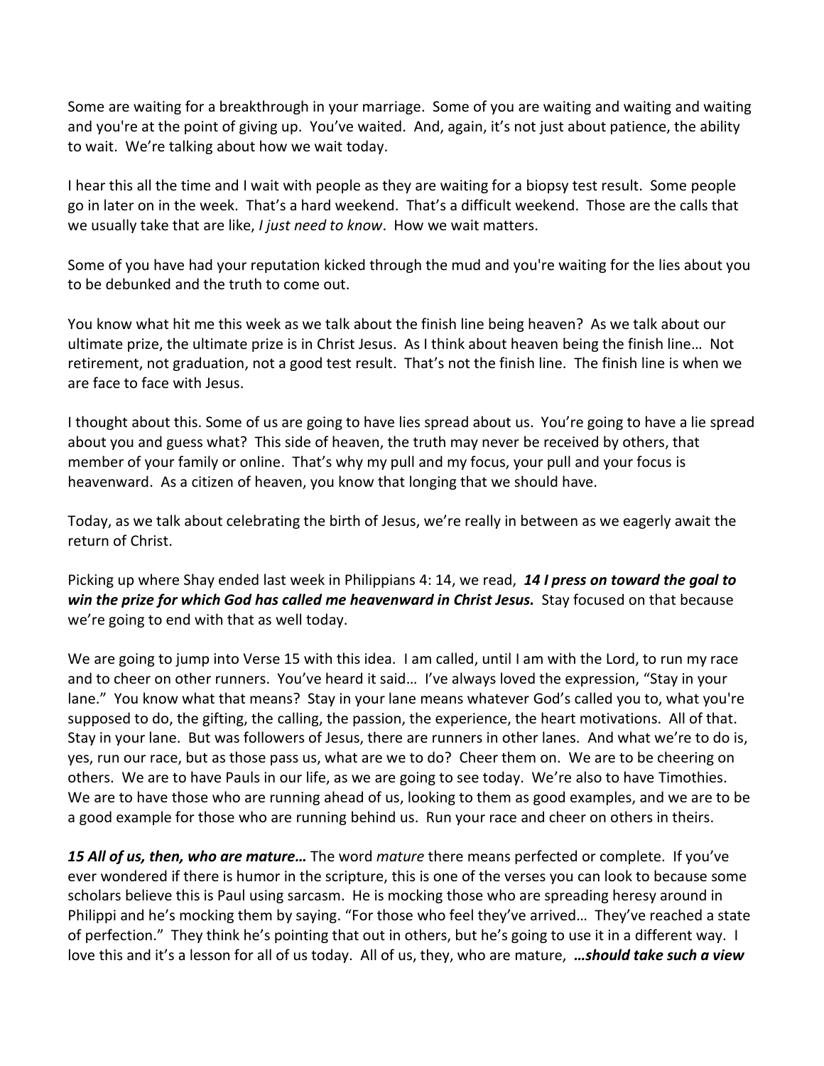Some are waiting for a breakthrough in your marriage. Some of you are waiting and waiting and waiting and you're at the point of giving up. You've waited. And, again, it's not just about patience, the ability to wait. We're talking about how we wait today.

I hear this all the time and I wait with people as they are waiting for a biopsy test result. Some people go in later on in the week. That's a hard weekend. That's a difficult weekend. Those are the calls that we usually take that are like, *I just need to know*. How we wait matters.

Some of you have had your reputation kicked through the mud and you're waiting for the lies about you to be debunked and the truth to come out.

You know what hit me this week as we talk about the finish line being heaven? As we talk about our ultimate prize, the ultimate prize is in Christ Jesus. As I think about heaven being the finish line… Not retirement, not graduation, not a good test result. That's not the finish line. The finish line is when we are face to face with Jesus.

I thought about this. Some of us are going to have lies spread about us. You're going to have a lie spread about you and guess what? This side of heaven, the truth may never be received by others, that member of your family or online. That's why my pull and my focus, your pull and your focus is heavenward. As a citizen of heaven, you know that longing that we should have.

Today, as we talk about celebrating the birth of Jesus, we're really in between as we eagerly await the return of Christ.

Picking up where Shay ended last week in Philippians 4: 14, we read, ***14 I press on toward the goal to win the prize for which God has called me heavenward in Christ Jesus.*** Stay focused on that because we're going to end with that as well today.

We are going to jump into Verse 15 with this idea. I am called, until I am with the Lord, to run my race and to cheer on other runners. You've heard it said… I've always loved the expression, "Stay in your lane." You know what that means? Stay in your lane means whatever God's called you to, what you're supposed to do, the gifting, the calling, the passion, the experience, the heart motivations. All of that. Stay in your lane. But was followers of Jesus, there are runners in other lanes. And what we're to do is, yes, run our race, but as those pass us, what are we to do? Cheer them on. We are to be cheering on others. We are to have Pauls in our life, as we are going to see today. We're also to have Timothies. We are to have those who are running ahead of us, looking to them as good examples, and we are to be a good example for those who are running behind us. Run your race and cheer on others in theirs.

***15 All of us, then, who are mature…*** The word *mature* there means perfected or complete. If you've ever wondered if there is humor in the scripture, this is one of the verses you can look to because some scholars believe this is Paul using sarcasm. He is mocking those who are spreading heresy around in Philippi and he's mocking them by saying. "For those who feel they've arrived… They've reached a state of perfection." They think he's pointing that out in others, but he's going to use it in a different way. I love this and it's a lesson for all of us today. All of us, they, who are mature, ***…should take such a view***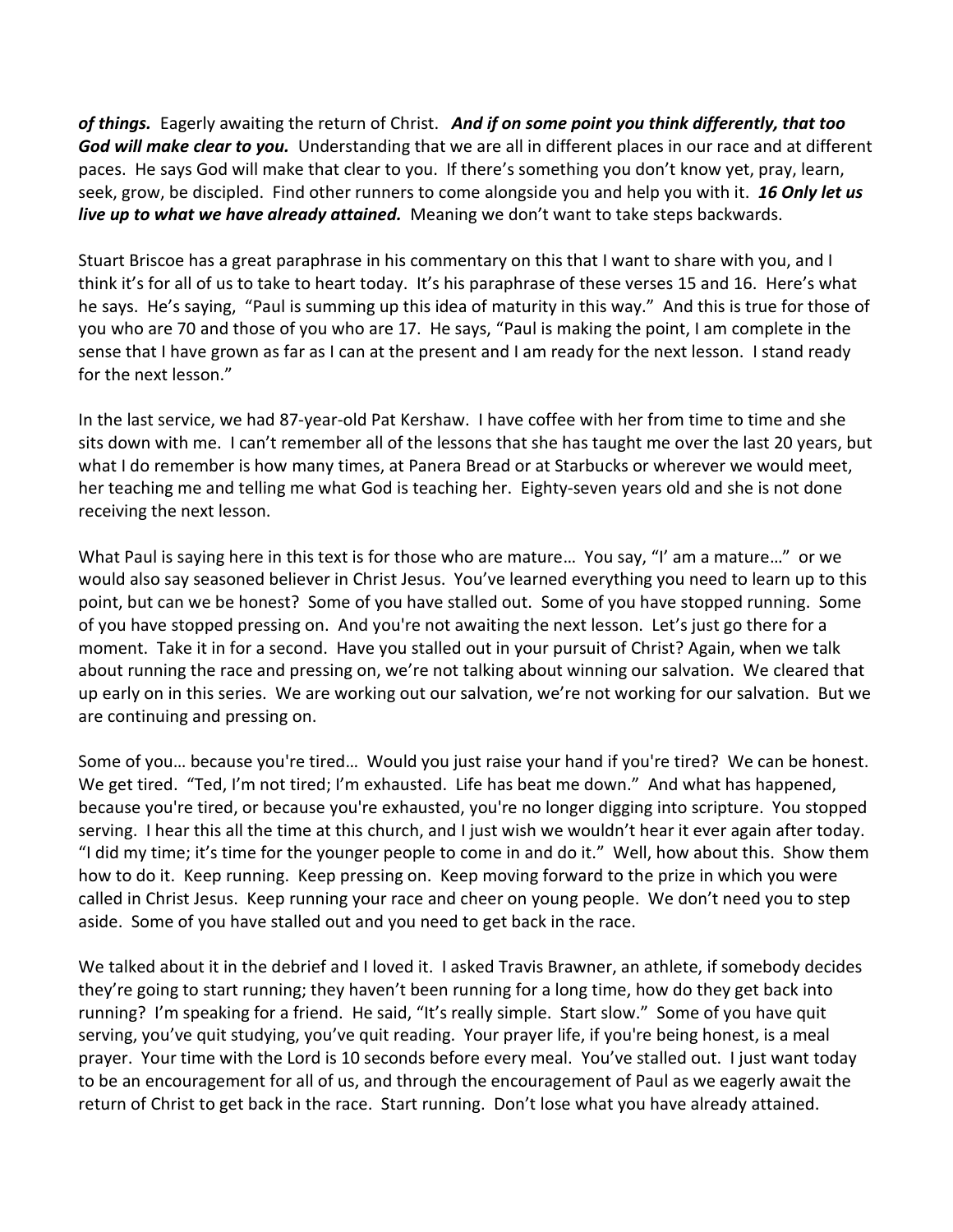***of things.*** Eagerly awaiting the return of Christ. ***And if on some point you think differently, that too God will make clear to you.*** Understanding that we are all in different places in our race and at different paces. He says God will make that clear to you. If there's something you don't know yet, pray, learn, seek, grow, be discipled. Find other runners to come alongside you and help you with it. ***16 Only let us live up to what we have already attained.*** Meaning we don't want to take steps backwards.

Stuart Briscoe has a great paraphrase in his commentary on this that I want to share with you, and I think it's for all of us to take to heart today. It's his paraphrase of these verses 15 and 16. Here's what he says. He's saying, "Paul is summing up this idea of maturity in this way." And this is true for those of you who are 70 and those of you who are 17. He says, "Paul is making the point, I am complete in the sense that I have grown as far as I can at the present and I am ready for the next lesson. I stand ready for the next lesson."

In the last service, we had 87-year-old Pat Kershaw. I have coffee with her from time to time and she sits down with me. I can't remember all of the lessons that she has taught me over the last 20 years, but what I do remember is how many times, at Panera Bread or at Starbucks or wherever we would meet, her teaching me and telling me what God is teaching her. Eighty-seven years old and she is not done receiving the next lesson.

What Paul is saying here in this text is for those who are mature… You say, "I' am a mature…" or we would also say seasoned believer in Christ Jesus. You've learned everything you need to learn up to this point, but can we be honest? Some of you have stalled out. Some of you have stopped running. Some of you have stopped pressing on. And you're not awaiting the next lesson. Let's just go there for a moment. Take it in for a second. Have you stalled out in your pursuit of Christ? Again, when we talk about running the race and pressing on, we're not talking about winning our salvation. We cleared that up early on in this series. We are working out our salvation, we're not working for our salvation. But we are continuing and pressing on.

Some of you… because you're tired… Would you just raise your hand if you're tired? We can be honest. We get tired. "Ted, I'm not tired; I'm exhausted. Life has beat me down." And what has happened, because you're tired, or because you're exhausted, you're no longer digging into scripture. You stopped serving. I hear this all the time at this church, and I just wish we wouldn't hear it ever again after today. "I did my time; it's time for the younger people to come in and do it." Well, how about this. Show them how to do it. Keep running. Keep pressing on. Keep moving forward to the prize in which you were called in Christ Jesus. Keep running your race and cheer on young people. We don't need you to step aside. Some of you have stalled out and you need to get back in the race.

We talked about it in the debrief and I loved it. I asked Travis Brawner, an athlete, if somebody decides they're going to start running; they haven't been running for a long time, how do they get back into running? I'm speaking for a friend. He said, "It's really simple. Start slow." Some of you have quit serving, you've quit studying, you've quit reading. Your prayer life, if you're being honest, is a meal prayer. Your time with the Lord is 10 seconds before every meal. You've stalled out. I just want today to be an encouragement for all of us, and through the encouragement of Paul as we eagerly await the return of Christ to get back in the race. Start running. Don't lose what you have already attained.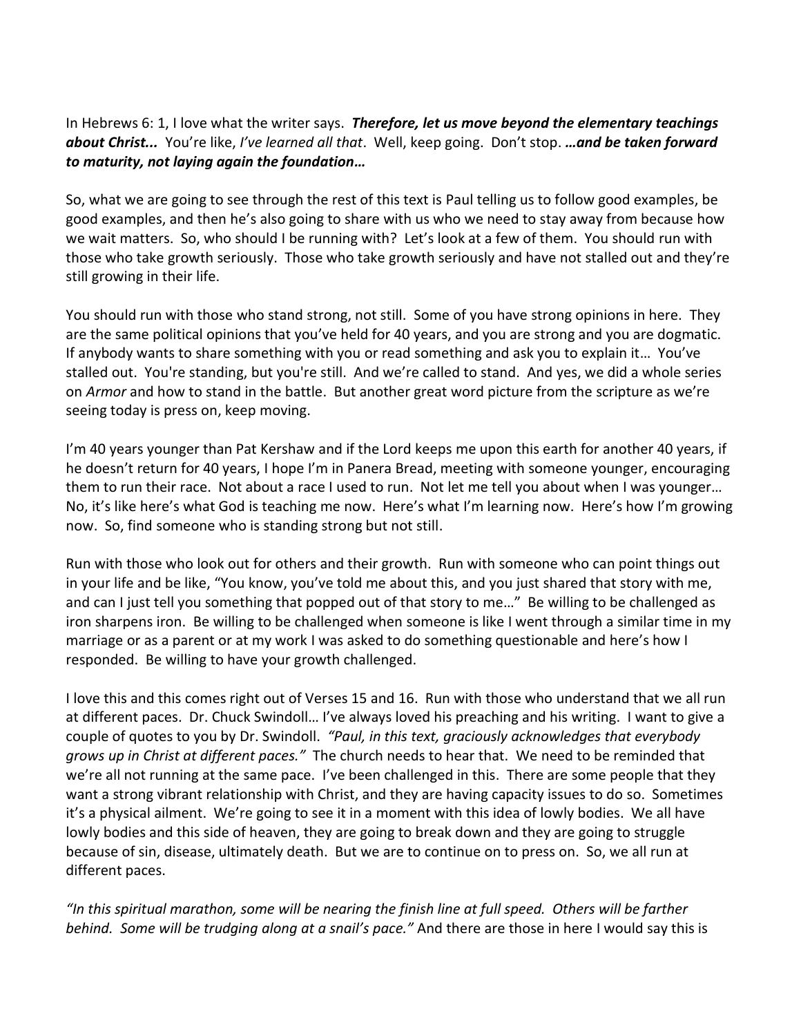In Hebrews 6: 1, I love what the writer says. ***Therefore, let us move beyond the elementary teachings about Christ...*** You're like, *I've learned all that*. Well, keep going. Don't stop. ***…and be taken forward to maturity, not laying again the foundation…***

So, what we are going to see through the rest of this text is Paul telling us to follow good examples, be good examples, and then he's also going to share with us who we need to stay away from because how we wait matters. So, who should I be running with? Let's look at a few of them. You should run with those who take growth seriously. Those who take growth seriously and have not stalled out and they're still growing in their life.

You should run with those who stand strong, not still. Some of you have strong opinions in here. They are the same political opinions that you've held for 40 years, and you are strong and you are dogmatic. If anybody wants to share something with you or read something and ask you to explain it… You've stalled out. You're standing, but you're still. And we're called to stand. And yes, we did a whole series on *Armor* and how to stand in the battle. But another great word picture from the scripture as we're seeing today is press on, keep moving.

I'm 40 years younger than Pat Kershaw and if the Lord keeps me upon this earth for another 40 years, if he doesn't return for 40 years, I hope I'm in Panera Bread, meeting with someone younger, encouraging them to run their race. Not about a race I used to run. Not let me tell you about when I was younger… No, it's like here's what God is teaching me now. Here's what I'm learning now. Here's how I'm growing now. So, find someone who is standing strong but not still.

Run with those who look out for others and their growth. Run with someone who can point things out in your life and be like, "You know, you've told me about this, and you just shared that story with me, and can I just tell you something that popped out of that story to me…" Be willing to be challenged as iron sharpens iron. Be willing to be challenged when someone is like I went through a similar time in my marriage or as a parent or at my work I was asked to do something questionable and here's how I responded. Be willing to have your growth challenged.

I love this and this comes right out of Verses 15 and 16. Run with those who understand that we all run at different paces. Dr. Chuck Swindoll… I've always loved his preaching and his writing. I want to give a couple of quotes to you by Dr. Swindoll. *"Paul, in this text, graciously acknowledges that everybody grows up in Christ at different paces."* The church needs to hear that. We need to be reminded that we're all not running at the same pace. I've been challenged in this. There are some people that they want a strong vibrant relationship with Christ, and they are having capacity issues to do so. Sometimes it's a physical ailment. We're going to see it in a moment with this idea of lowly bodies. We all have lowly bodies and this side of heaven, they are going to break down and they are going to struggle because of sin, disease, ultimately death. But we are to continue on to press on. So, we all run at different paces.

*"In this spiritual marathon, some will be nearing the finish line at full speed. Others will be farther behind. Some will be trudging along at a snail's pace."* And there are those in here I would say this is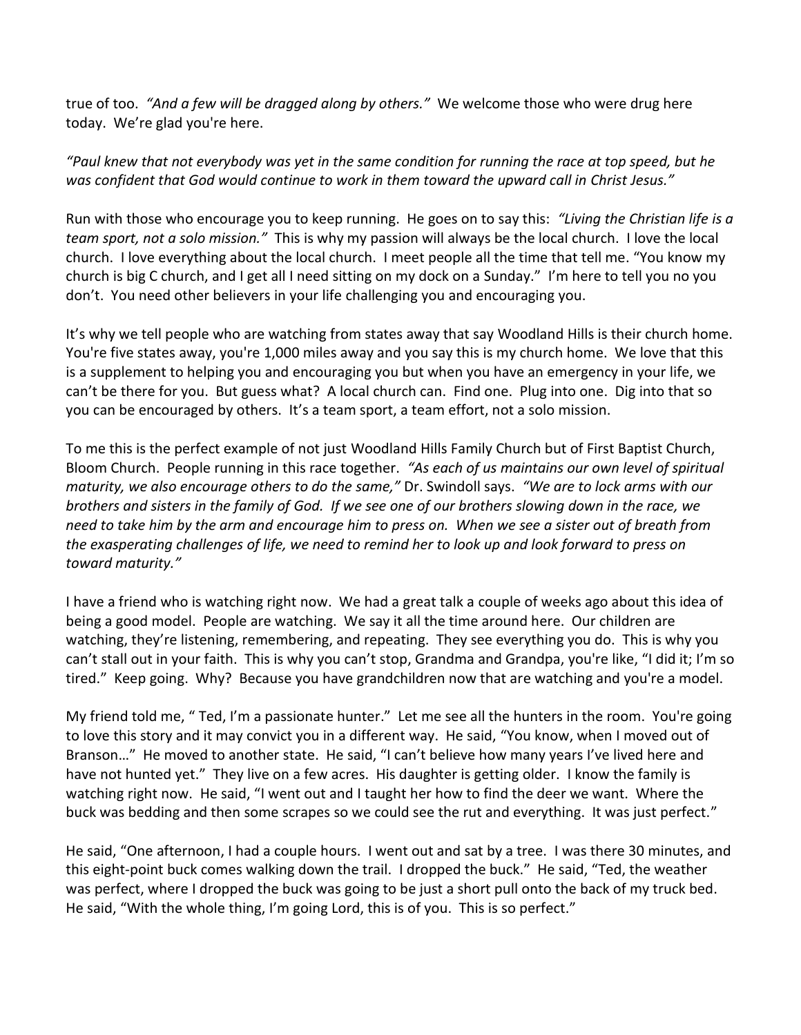true of too. *"And a few will be dragged along by others."* We welcome those who were drug here today. We're glad you're here.

*"Paul knew that not everybody was yet in the same condition for running the race at top speed, but he was confident that God would continue to work in them toward the upward call in Christ Jesus."*

Run with those who encourage you to keep running. He goes on to say this: *"Living the Christian life is a team sport, not a solo mission."* This is why my passion will always be the local church. I love the local church. I love everything about the local church. I meet people all the time that tell me. "You know my church is big C church, and I get all I need sitting on my dock on a Sunday." I'm here to tell you no you don't. You need other believers in your life challenging you and encouraging you.

It's why we tell people who are watching from states away that say Woodland Hills is their church home. You're five states away, you're 1,000 miles away and you say this is my church home. We love that this is a supplement to helping you and encouraging you but when you have an emergency in your life, we can't be there for you. But guess what? A local church can. Find one. Plug into one. Dig into that so you can be encouraged by others. It's a team sport, a team effort, not a solo mission.

To me this is the perfect example of not just Woodland Hills Family Church but of First Baptist Church, Bloom Church. People running in this race together. *"As each of us maintains our own level of spiritual maturity, we also encourage others to do the same,"* Dr. Swindoll says. *"We are to lock arms with our brothers and sisters in the family of God. If we see one of our brothers slowing down in the race, we need to take him by the arm and encourage him to press on. When we see a sister out of breath from the exasperating challenges of life, we need to remind her to look up and look forward to press on toward maturity."*

I have a friend who is watching right now. We had a great talk a couple of weeks ago about this idea of being a good model. People are watching. We say it all the time around here. Our children are watching, they're listening, remembering, and repeating. They see everything you do. This is why you can't stall out in your faith. This is why you can't stop, Grandma and Grandpa, you're like, "I did it; I'm so tired." Keep going. Why? Because you have grandchildren now that are watching and you're a model.

My friend told me, " Ted, I'm a passionate hunter." Let me see all the hunters in the room. You're going to love this story and it may convict you in a different way. He said, "You know, when I moved out of Branson…" He moved to another state. He said, "I can't believe how many years I've lived here and have not hunted yet." They live on a few acres. His daughter is getting older. I know the family is watching right now. He said, "I went out and I taught her how to find the deer we want. Where the buck was bedding and then some scrapes so we could see the rut and everything. It was just perfect."

He said, "One afternoon, I had a couple hours. I went out and sat by a tree. I was there 30 minutes, and this eight-point buck comes walking down the trail. I dropped the buck." He said, "Ted, the weather was perfect, where I dropped the buck was going to be just a short pull onto the back of my truck bed. He said, "With the whole thing, I'm going Lord, this is of you. This is so perfect."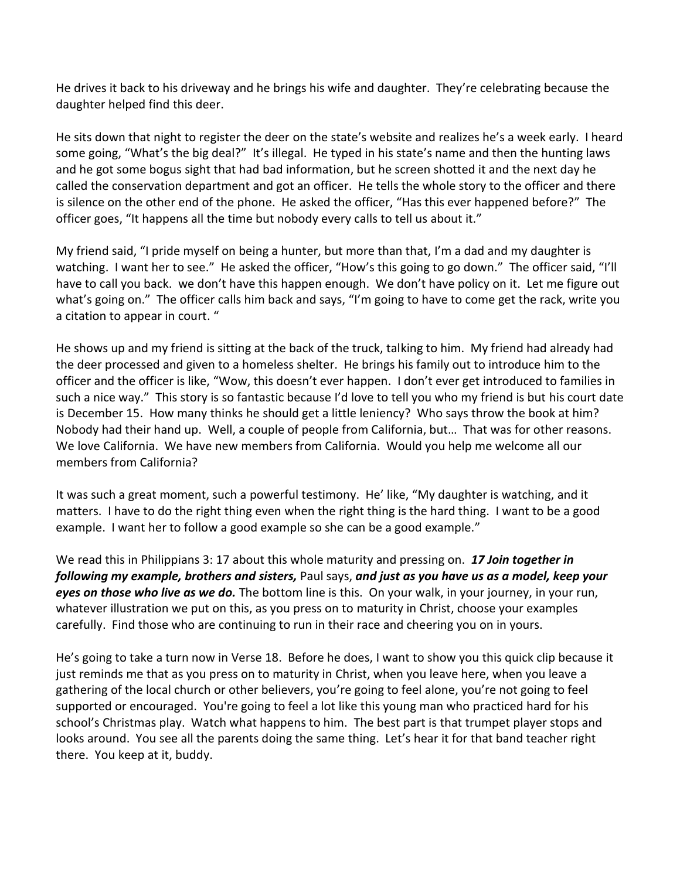He drives it back to his driveway and he brings his wife and daughter. They're celebrating because the daughter helped find this deer.

He sits down that night to register the deer on the state's website and realizes he's a week early. I heard some going, "What's the big deal?" It's illegal. He typed in his state's name and then the hunting laws and he got some bogus sight that had bad information, but he screen shotted it and the next day he called the conservation department and got an officer. He tells the whole story to the officer and there is silence on the other end of the phone. He asked the officer, "Has this ever happened before?" The officer goes, "It happens all the time but nobody every calls to tell us about it."

My friend said, "I pride myself on being a hunter, but more than that, I'm a dad and my daughter is watching. I want her to see." He asked the officer, "How's this going to go down." The officer said, "I'll have to call you back. we don't have this happen enough. We don't have policy on it. Let me figure out what's going on." The officer calls him back and says, "I'm going to have to come get the rack, write you a citation to appear in court. "

He shows up and my friend is sitting at the back of the truck, talking to him. My friend had already had the deer processed and given to a homeless shelter. He brings his family out to introduce him to the officer and the officer is like, "Wow, this doesn't ever happen. I don't ever get introduced to families in such a nice way." This story is so fantastic because I'd love to tell you who my friend is but his court date is December 15. How many thinks he should get a little leniency? Who says throw the book at him? Nobody had their hand up. Well, a couple of people from California, but… That was for other reasons. We love California. We have new members from California. Would you help me welcome all our members from California?

It was such a great moment, such a powerful testimony. He' like, "My daughter is watching, and it matters. I have to do the right thing even when the right thing is the hard thing. I want to be a good example. I want her to follow a good example so she can be a good example."

We read this in Philippians 3: 17 about this whole maturity and pressing on. ***17 Join together in following my example, brothers and sisters,*** Paul says, ***and just as you have us as a model, keep your eyes on those who live as we do.*** The bottom line is this. On your walk, in your journey, in your run, whatever illustration we put on this, as you press on to maturity in Christ, choose your examples carefully. Find those who are continuing to run in their race and cheering you on in yours.

He's going to take a turn now in Verse 18. Before he does, I want to show you this quick clip because it just reminds me that as you press on to maturity in Christ, when you leave here, when you leave a gathering of the local church or other believers, you're going to feel alone, you're not going to feel supported or encouraged. You're going to feel a lot like this young man who practiced hard for his school's Christmas play. Watch what happens to him. The best part is that trumpet player stops and looks around. You see all the parents doing the same thing. Let's hear it for that band teacher right there. You keep at it, buddy.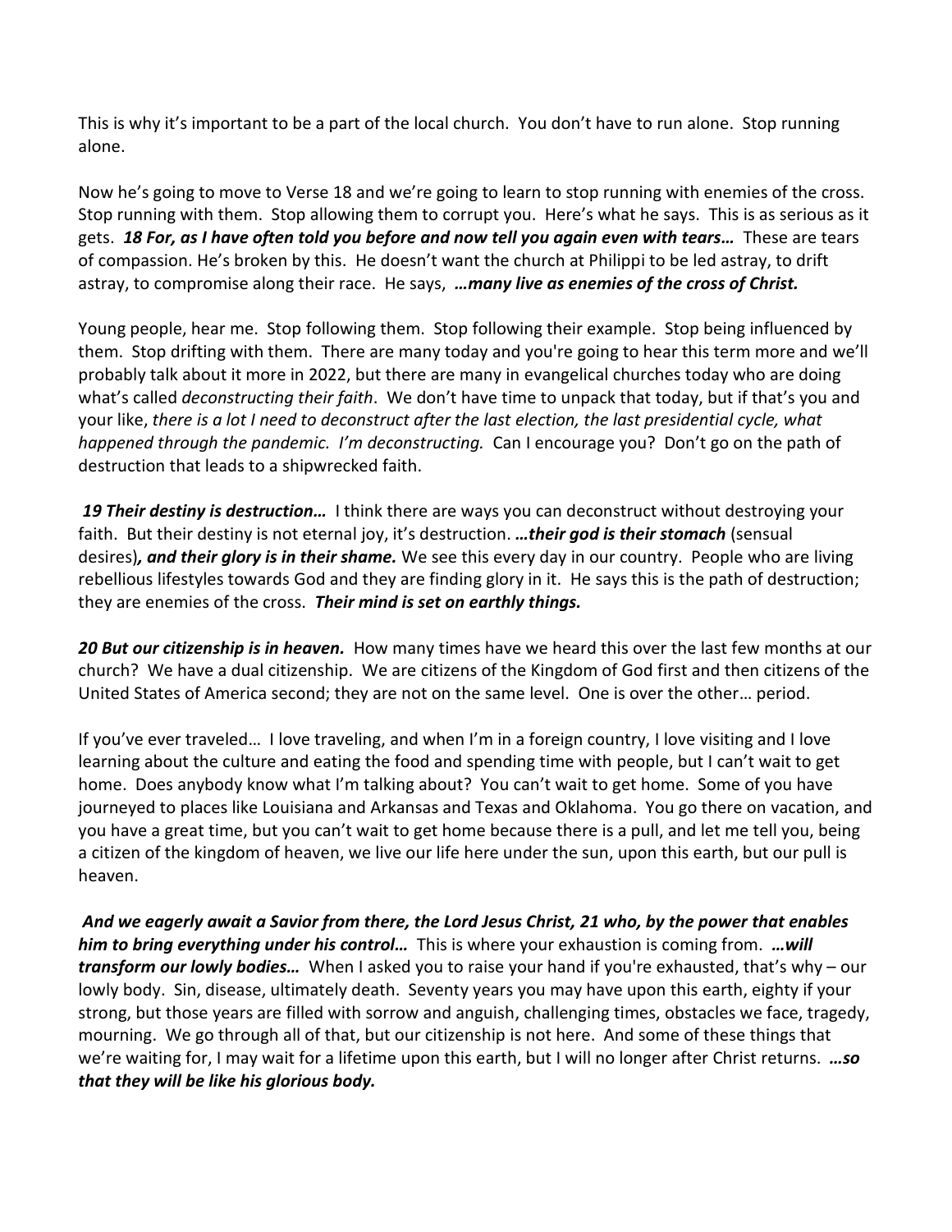This is why it's important to be a part of the local church. You don't have to run alone. Stop running alone.

Now he's going to move to Verse 18 and we're going to learn to stop running with enemies of the cross. Stop running with them. Stop allowing them to corrupt you. Here's what he says. This is as serious as it gets. ***18 For, as I have often told you before and now tell you again even with tears…*** These are tears of compassion. He's broken by this. He doesn't want the church at Philippi to be led astray, to drift astray, to compromise along their race. He says, ***…many live as enemies of the cross of Christ.***

Young people, hear me. Stop following them. Stop following their example. Stop being influenced by them. Stop drifting with them. There are many today and you're going to hear this term more and we'll probably talk about it more in 2022, but there are many in evangelical churches today who are doing what's called *deconstructing their faith*. We don't have time to unpack that today, but if that's you and your like, *there is a lot I need to deconstruct after the last election, the last presidential cycle, what happened through the pandemic. I'm deconstructing.* Can I encourage you? Don't go on the path of destruction that leads to a shipwrecked faith.

***19 Their destiny is destruction…*** I think there are ways you can deconstruct without destroying your faith. But their destiny is not eternal joy, it's destruction. ***…their god is their stomach*** (sensual desires)***, and their glory is in their shame.*** We see this every day in our country. People who are living rebellious lifestyles towards God and they are finding glory in it. He says this is the path of destruction; they are enemies of the cross. ***Their mind is set on earthly things.***

***20 But our citizenship is in heaven.*** How many times have we heard this over the last few months at our church? We have a dual citizenship. We are citizens of the Kingdom of God first and then citizens of the United States of America second; they are not on the same level. One is over the other… period.

If you've ever traveled… I love traveling, and when I'm in a foreign country, I love visiting and I love learning about the culture and eating the food and spending time with people, but I can't wait to get home. Does anybody know what I'm talking about? You can't wait to get home. Some of you have journeyed to places like Louisiana and Arkansas and Texas and Oklahoma. You go there on vacation, and you have a great time, but you can't wait to get home because there is a pull, and let me tell you, being a citizen of the kingdom of heaven, we live our life here under the sun, upon this earth, but our pull is heaven.

***And we eagerly await a Savior from there, the Lord Jesus Christ, 21 who, by the power that enables him to bring everything under his control…*** This is where your exhaustion is coming from. ***…will transform our lowly bodies…*** When I asked you to raise your hand if you're exhausted, that's why – our lowly body. Sin, disease, ultimately death. Seventy years you may have upon this earth, eighty if your strong, but those years are filled with sorrow and anguish, challenging times, obstacles we face, tragedy, mourning. We go through all of that, but our citizenship is not here. And some of these things that we're waiting for, I may wait for a lifetime upon this earth, but I will no longer after Christ returns. ***…so that they will be like his glorious body.***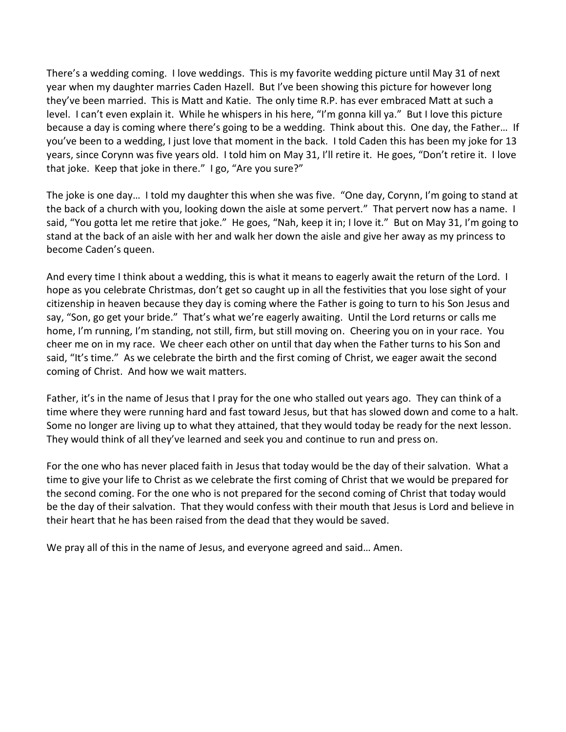There's a wedding coming. I love weddings. This is my favorite wedding picture until May 31 of next year when my daughter marries Caden Hazell. But I've been showing this picture for however long they've been married. This is Matt and Katie. The only time R.P. has ever embraced Matt at such a level. I can't even explain it. While he whispers in his here, "I'm gonna kill ya." But I love this picture because a day is coming where there's going to be a wedding. Think about this. One day, the Father… If you've been to a wedding, I just love that moment in the back. I told Caden this has been my joke for 13 years, since Corynn was five years old. I told him on May 31, I'll retire it. He goes, "Don't retire it. I love that joke. Keep that joke in there." I go, "Are you sure?"

The joke is one day… I told my daughter this when she was five. "One day, Corynn, I'm going to stand at the back of a church with you, looking down the aisle at some pervert." That pervert now has a name. I said, "You gotta let me retire that joke." He goes, "Nah, keep it in; I love it." But on May 31, I'm going to stand at the back of an aisle with her and walk her down the aisle and give her away as my princess to become Caden's queen.

And every time I think about a wedding, this is what it means to eagerly await the return of the Lord. I hope as you celebrate Christmas, don't get so caught up in all the festivities that you lose sight of your citizenship in heaven because they day is coming where the Father is going to turn to his Son Jesus and say, "Son, go get your bride." That's what we're eagerly awaiting. Until the Lord returns or calls me home, I'm running, I'm standing, not still, firm, but still moving on. Cheering you on in your race. You cheer me on in my race. We cheer each other on until that day when the Father turns to his Son and said, "It's time." As we celebrate the birth and the first coming of Christ, we eager await the second coming of Christ. And how we wait matters.

Father, it's in the name of Jesus that I pray for the one who stalled out years ago. They can think of a time where they were running hard and fast toward Jesus, but that has slowed down and come to a halt. Some no longer are living up to what they attained, that they would today be ready for the next lesson. They would think of all they've learned and seek you and continue to run and press on.

For the one who has never placed faith in Jesus that today would be the day of their salvation. What a time to give your life to Christ as we celebrate the first coming of Christ that we would be prepared for the second coming. For the one who is not prepared for the second coming of Christ that today would be the day of their salvation. That they would confess with their mouth that Jesus is Lord and believe in their heart that he has been raised from the dead that they would be saved.

We pray all of this in the name of Jesus, and everyone agreed and said… Amen.